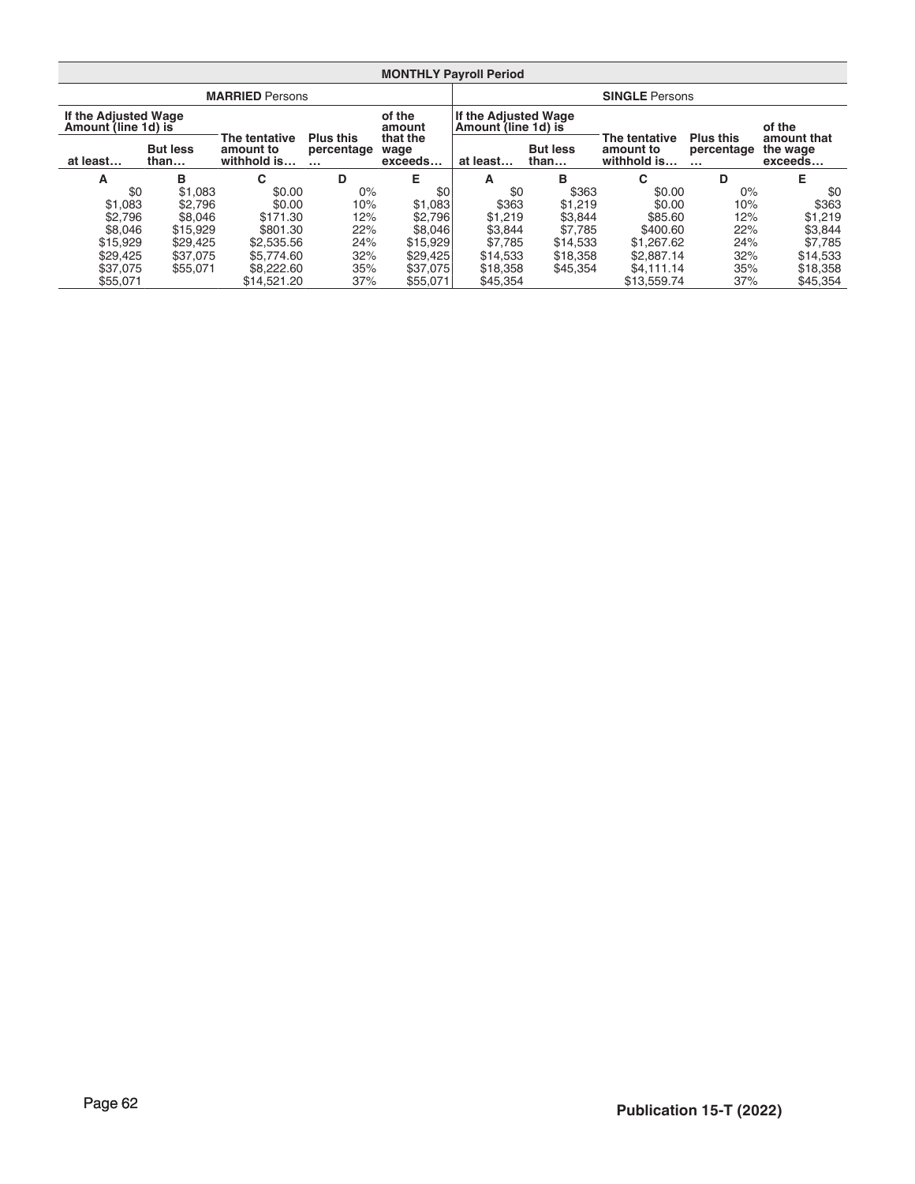| MONTHLY Payroll Period | | | | | | | | | |
|---|---|---|---|---|---|---|---|---|---|
| **MARRIED** Persons | | | | | **SINGLE** Persons | | | | |
| If the Adjusted Wage Amount (line 1d) is | | The tentative amount to withhold is… | Plus this percentage … | of the amount that the wage exceeds… | If the Adjusted Wage Amount (line 1d) is | | The tentative amount to withhold is… | Plus this percentage … | of the amount that the wage exceeds… |
| at least… | But less than… | | | | at least… | But less than… | | | |
| A | B | C | D | E | A | B | C | D | E |
| $0 | $1,083 | $0.00 | 0% | $0 | $0 | $363 | $0.00 | 0% | $0 |
| $1,083 | $2,796 | $0.00 | 10% | $1,083 | $363 | $1,219 | $0.00 | 10% | $363 |
| $2,796 | $8,046 | $171.30 | 12% | $2,796 | $1,219 | $3,844 | $85.60 | 12% | $1,219 |
| $8,046 | $15,929 | $801.30 | 22% | $8,046 | $3,844 | $7,785 | $400.60 | 22% | $3,844 |
| $15,929 | $29,425 | $2,535.56 | 24% | $15,929 | $7,785 | $14,533 | $1,267.62 | 24% | $7,785 |
| $29,425 | $37,075 | $5,774.60 | 32% | $29,425 | $14,533 | $18,358 | $2,887.14 | 32% | $14,533 |
| $37,075 | $55,071 | $8,222.60 | 35% | $37,075 | $18,358 | $45,354 | $4,111.14 | 35% | $18,358 |
| $55,071 | | $14,521.20 | 37% | $55,071 | $45,354 | | $13,559.74 | 37% | $45,354 |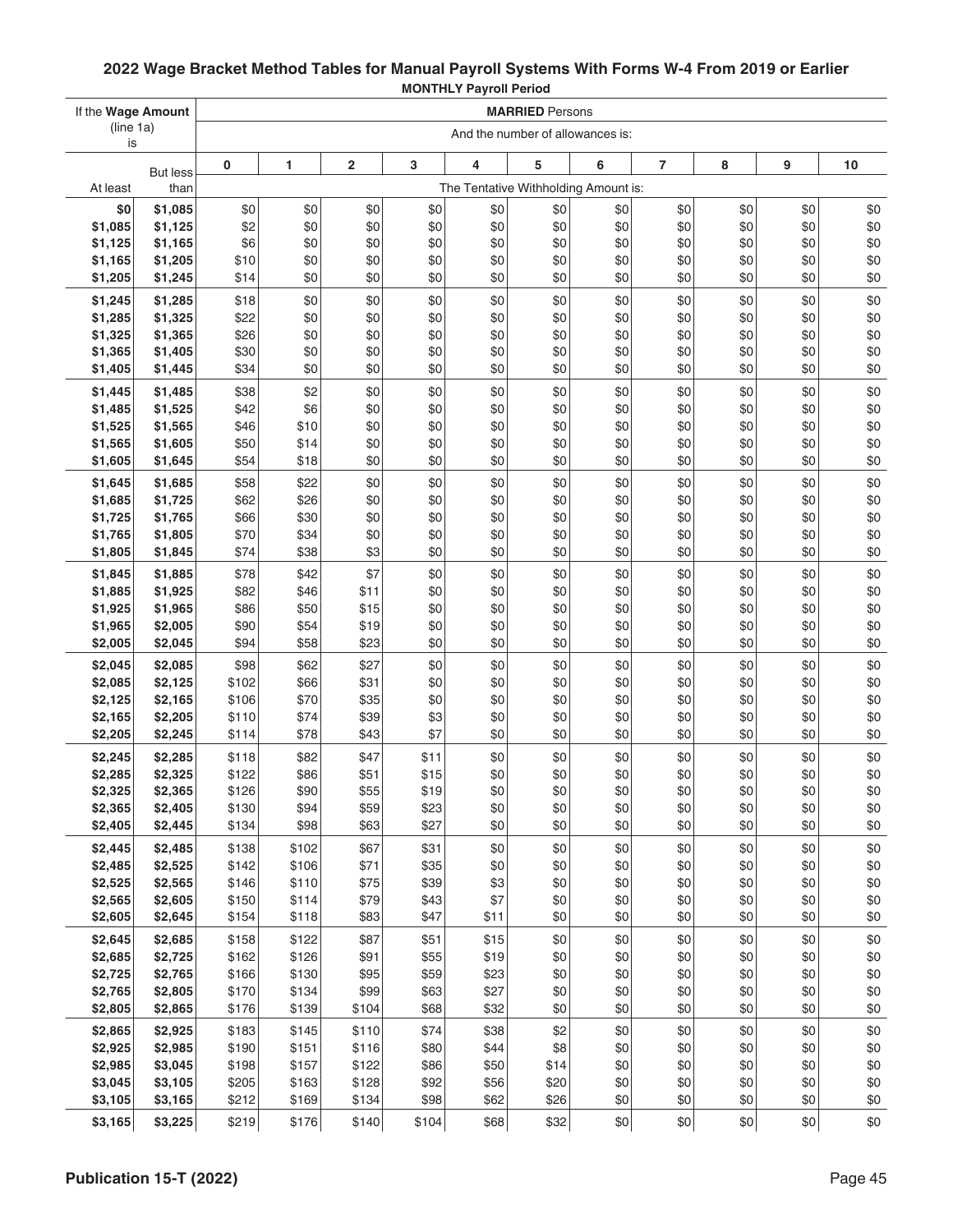## 2022 Wage Bracket Method Tables for Manual Payroll Systems With Forms W-4 From 2019 or Earlier

**MONTHLY Payroll Period**

| If the **Wage Amount** (line 1a) is | | **MARRIED** Persons | | | | | | | | | | |
|---|---|---|---|---|---|---|---|---|---|---|---|---|
| | | And the number of allowances is: | | | | | | | | | | |
| At least | But less than | 0 | 1 | 2 | 3 | 4 | 5 | 6 | 7 | 8 | 9 | 10 |
| | | The Tentative Withholding Amount is: | | | | | | | | | | |
| $0 | $1,085 | $0 | $0 | $0 | $0 | $0 | $0 | $0 | $0 | $0 | $0 | $0 |
| $1,085 | $1,125 | $2 | $0 | $0 | $0 | $0 | $0 | $0 | $0 | $0 | $0 | $0 |
| $1,125 | $1,165 | $6 | $0 | $0 | $0 | $0 | $0 | $0 | $0 | $0 | $0 | $0 |
| $1,165 | $1,205 | $10 | $0 | $0 | $0 | $0 | $0 | $0 | $0 | $0 | $0 | $0 |
| $1,205 | $1,245 | $14 | $0 | $0 | $0 | $0 | $0 | $0 | $0 | $0 | $0 | $0 |
| $1,245 | $1,285 | $18 | $0 | $0 | $0 | $0 | $0 | $0 | $0 | $0 | $0 | $0 |
| $1,285 | $1,325 | $22 | $0 | $0 | $0 | $0 | $0 | $0 | $0 | $0 | $0 | $0 |
| $1,325 | $1,365 | $26 | $0 | $0 | $0 | $0 | $0 | $0 | $0 | $0 | $0 | $0 |
| $1,365 | $1,405 | $30 | $0 | $0 | $0 | $0 | $0 | $0 | $0 | $0 | $0 | $0 |
| $1,405 | $1,445 | $34 | $0 | $0 | $0 | $0 | $0 | $0 | $0 | $0 | $0 | $0 |
| $1,445 | $1,485 | $38 | $2 | $0 | $0 | $0 | $0 | $0 | $0 | $0 | $0 | $0 |
| $1,485 | $1,525 | $42 | $6 | $0 | $0 | $0 | $0 | $0 | $0 | $0 | $0 | $0 |
| $1,525 | $1,565 | $46 | $10 | $0 | $0 | $0 | $0 | $0 | $0 | $0 | $0 | $0 |
| $1,565 | $1,605 | $50 | $14 | $0 | $0 | $0 | $0 | $0 | $0 | $0 | $0 | $0 |
| $1,605 | $1,645 | $54 | $18 | $0 | $0 | $0 | $0 | $0 | $0 | $0 | $0 | $0 |
| $1,645 | $1,685 | $58 | $22 | $0 | $0 | $0 | $0 | $0 | $0 | $0 | $0 | $0 |
| $1,685 | $1,725 | $62 | $26 | $0 | $0 | $0 | $0 | $0 | $0 | $0 | $0 | $0 |
| $1,725 | $1,765 | $66 | $30 | $0 | $0 | $0 | $0 | $0 | $0 | $0 | $0 | $0 |
| $1,765 | $1,805 | $70 | $34 | $0 | $0 | $0 | $0 | $0 | $0 | $0 | $0 | $0 |
| $1,805 | $1,845 | $74 | $38 | $3 | $0 | $0 | $0 | $0 | $0 | $0 | $0 | $0 |
| $1,845 | $1,885 | $78 | $42 | $7 | $0 | $0 | $0 | $0 | $0 | $0 | $0 | $0 |
| $1,885 | $1,925 | $82 | $46 | $11 | $0 | $0 | $0 | $0 | $0 | $0 | $0 | $0 |
| $1,925 | $1,965 | $86 | $50 | $15 | $0 | $0 | $0 | $0 | $0 | $0 | $0 | $0 |
| $1,965 | $2,005 | $90 | $54 | $19 | $0 | $0 | $0 | $0 | $0 | $0 | $0 | $0 |
| $2,005 | $2,045 | $94 | $58 | $23 | $0 | $0 | $0 | $0 | $0 | $0 | $0 | $0 |
| $2,045 | $2,085 | $98 | $62 | $27 | $0 | $0 | $0 | $0 | $0 | $0 | $0 | $0 |
| $2,085 | $2,125 | $102 | $66 | $31 | $0 | $0 | $0 | $0 | $0 | $0 | $0 | $0 |
| $2,125 | $2,165 | $106 | $70 | $35 | $0 | $0 | $0 | $0 | $0 | $0 | $0 | $0 |
| $2,165 | $2,205 | $110 | $74 | $39 | $3 | $0 | $0 | $0 | $0 | $0 | $0 | $0 |
| $2,205 | $2,245 | $114 | $78 | $43 | $7 | $0 | $0 | $0 | $0 | $0 | $0 | $0 |
| $2,245 | $2,285 | $118 | $82 | $47 | $11 | $0 | $0 | $0 | $0 | $0 | $0 | $0 |
| $2,285 | $2,325 | $122 | $86 | $51 | $15 | $0 | $0 | $0 | $0 | $0 | $0 | $0 |
| $2,325 | $2,365 | $126 | $90 | $55 | $19 | $0 | $0 | $0 | $0 | $0 | $0 | $0 |
| $2,365 | $2,405 | $130 | $94 | $59 | $23 | $0 | $0 | $0 | $0 | $0 | $0 | $0 |
| $2,405 | $2,445 | $134 | $98 | $63 | $27 | $0 | $0 | $0 | $0 | $0 | $0 | $0 |
| $2,445 | $2,485 | $138 | $102 | $67 | $31 | $0 | $0 | $0 | $0 | $0 | $0 | $0 |
| $2,485 | $2,525 | $142 | $106 | $71 | $35 | $0 | $0 | $0 | $0 | $0 | $0 | $0 |
| $2,525 | $2,565 | $146 | $110 | $75 | $39 | $3 | $0 | $0 | $0 | $0 | $0 | $0 |
| $2,565 | $2,605 | $150 | $114 | $79 | $43 | $7 | $0 | $0 | $0 | $0 | $0 | $0 |
| $2,605 | $2,645 | $154 | $118 | $83 | $47 | $11 | $0 | $0 | $0 | $0 | $0 | $0 |
| $2,645 | $2,685 | $158 | $122 | $87 | $51 | $15 | $0 | $0 | $0 | $0 | $0 | $0 |
| $2,685 | $2,725 | $162 | $126 | $91 | $55 | $19 | $0 | $0 | $0 | $0 | $0 | $0 |
| $2,725 | $2,765 | $166 | $130 | $95 | $59 | $23 | $0 | $0 | $0 | $0 | $0 | $0 |
| $2,765 | $2,805 | $170 | $134 | $99 | $63 | $27 | $0 | $0 | $0 | $0 | $0 | $0 |
| $2,805 | $2,865 | $176 | $139 | $104 | $68 | $32 | $0 | $0 | $0 | $0 | $0 | $0 |
| $2,865 | $2,925 | $183 | $145 | $110 | $74 | $38 | $2 | $0 | $0 | $0 | $0 | $0 |
| $2,925 | $2,985 | $190 | $151 | $116 | $80 | $44 | $8 | $0 | $0 | $0 | $0 | $0 |
| $2,985 | $3,045 | $198 | $157 | $122 | $86 | $50 | $14 | $0 | $0 | $0 | $0 | $0 |
| $3,045 | $3,105 | $205 | $163 | $128 | $92 | $56 | $20 | $0 | $0 | $0 | $0 | $0 |
| $3,105 | $3,165 | $212 | $169 | $134 | $98 | $62 | $26 | $0 | $0 | $0 | $0 | $0 |
| $3,165 | $3,225 | $219 | $176 | $140 | $104 | $68 | $32 | $0 | $0 | $0 | $0 | $0 |

**Publication 15-T (2022)**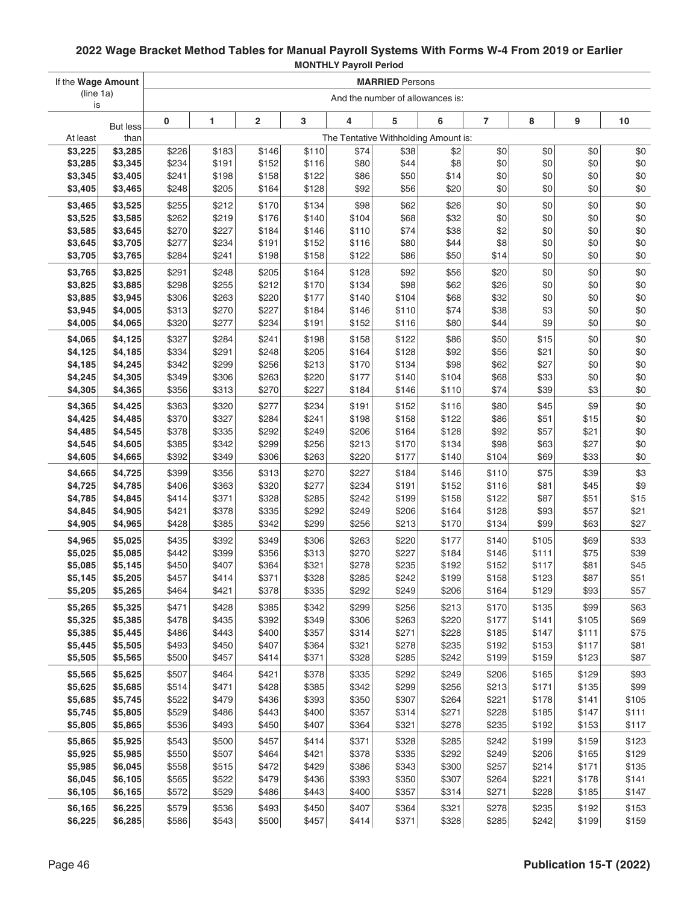## 2022 Wage Bracket Method Tables for Manual Payroll Systems With Forms W-4 From 2019 or Earlier

**MONTHLY Payroll Period**

| If the Wage Amount (line 1a) is | | MARRIED Persons | | | | | | | | | | |
|---|---|---|---|---|---|---|---|---|---|---|---|---|
| | | And the number of allowances is: | | | | | | | | | | |
| At least | But less than | 0 | 1 | 2 | 3 | 4 | 5 | 6 | 7 | 8 | 9 | 10 |
| | | The Tentative Withholding Amount is: | | | | | | | | | | |
| $3,225 | $3,285 | $226 | $183 | $146 | $110 | $74 | $38 | $2 | $0 | $0 | $0 | $0 |
| $3,285 | $3,345 | $234 | $191 | $152 | $116 | $80 | $44 | $8 | $0 | $0 | $0 | $0 |
| $3,345 | $3,405 | $241 | $198 | $158 | $122 | $86 | $50 | $14 | $0 | $0 | $0 | $0 |
| $3,405 | $3,465 | $248 | $205 | $164 | $128 | $92 | $56 | $20 | $0 | $0 | $0 | $0 |
| $3,465 | $3,525 | $255 | $212 | $170 | $134 | $98 | $62 | $26 | $0 | $0 | $0 | $0 |
| $3,525 | $3,585 | $262 | $219 | $176 | $140 | $104 | $68 | $32 | $0 | $0 | $0 | $0 |
| $3,585 | $3,645 | $270 | $227 | $184 | $146 | $110 | $74 | $38 | $2 | $0 | $0 | $0 |
| $3,645 | $3,705 | $277 | $234 | $191 | $152 | $116 | $80 | $44 | $8 | $0 | $0 | $0 |
| $3,705 | $3,765 | $284 | $241 | $198 | $158 | $122 | $86 | $50 | $14 | $0 | $0 | $0 |
| $3,765 | $3,825 | $291 | $248 | $205 | $164 | $128 | $92 | $56 | $20 | $0 | $0 | $0 |
| $3,825 | $3,885 | $298 | $255 | $212 | $170 | $134 | $98 | $62 | $26 | $0 | $0 | $0 |
| $3,885 | $3,945 | $306 | $263 | $220 | $177 | $140 | $104 | $68 | $32 | $0 | $0 | $0 |
| $3,945 | $4,005 | $313 | $270 | $227 | $184 | $146 | $110 | $74 | $38 | $3 | $0 | $0 |
| $4,005 | $4,065 | $320 | $277 | $234 | $191 | $152 | $116 | $80 | $44 | $9 | $0 | $0 |
| $4,065 | $4,125 | $327 | $284 | $241 | $198 | $158 | $122 | $86 | $50 | $15 | $0 | $0 |
| $4,125 | $4,185 | $334 | $291 | $248 | $205 | $164 | $128 | $92 | $56 | $21 | $0 | $0 |
| $4,185 | $4,245 | $342 | $299 | $256 | $213 | $170 | $134 | $98 | $62 | $27 | $0 | $0 |
| $4,245 | $4,305 | $349 | $306 | $263 | $220 | $177 | $140 | $104 | $68 | $33 | $0 | $0 |
| $4,305 | $4,365 | $356 | $313 | $270 | $227 | $184 | $146 | $110 | $74 | $39 | $3 | $0 |
| $4,365 | $4,425 | $363 | $320 | $277 | $234 | $191 | $152 | $116 | $80 | $45 | $9 | $0 |
| $4,425 | $4,485 | $370 | $327 | $284 | $241 | $198 | $158 | $122 | $86 | $51 | $15 | $0 |
| $4,485 | $4,545 | $378 | $335 | $292 | $249 | $206 | $164 | $128 | $92 | $57 | $21 | $0 |
| $4,545 | $4,605 | $385 | $342 | $299 | $256 | $213 | $170 | $134 | $98 | $63 | $27 | $0 |
| $4,605 | $4,665 | $392 | $349 | $306 | $263 | $220 | $177 | $140 | $104 | $69 | $33 | $0 |
| $4,665 | $4,725 | $399 | $356 | $313 | $270 | $227 | $184 | $146 | $110 | $75 | $39 | $3 |
| $4,725 | $4,785 | $406 | $363 | $320 | $277 | $234 | $191 | $152 | $116 | $81 | $45 | $9 |
| $4,785 | $4,845 | $414 | $371 | $328 | $285 | $242 | $199 | $158 | $122 | $87 | $51 | $15 |
| $4,845 | $4,905 | $421 | $378 | $335 | $292 | $249 | $206 | $164 | $128 | $93 | $57 | $21 |
| $4,905 | $4,965 | $428 | $385 | $342 | $299 | $256 | $213 | $170 | $134 | $99 | $63 | $27 |
| $4,965 | $5,025 | $435 | $392 | $349 | $306 | $263 | $220 | $177 | $140 | $105 | $69 | $33 |
| $5,025 | $5,085 | $442 | $399 | $356 | $313 | $270 | $227 | $184 | $146 | $111 | $75 | $39 |
| $5,085 | $5,145 | $450 | $407 | $364 | $321 | $278 | $235 | $192 | $152 | $117 | $81 | $45 |
| $5,145 | $5,205 | $457 | $414 | $371 | $328 | $285 | $242 | $199 | $158 | $123 | $87 | $51 |
| $5,205 | $5,265 | $464 | $421 | $378 | $335 | $292 | $249 | $206 | $164 | $129 | $93 | $57 |
| $5,265 | $5,325 | $471 | $428 | $385 | $342 | $299 | $256 | $213 | $170 | $135 | $99 | $63 |
| $5,325 | $5,385 | $478 | $435 | $392 | $349 | $306 | $263 | $220 | $177 | $141 | $105 | $69 |
| $5,385 | $5,445 | $486 | $443 | $400 | $357 | $314 | $271 | $228 | $185 | $147 | $111 | $75 |
| $5,445 | $5,505 | $493 | $450 | $407 | $364 | $321 | $278 | $235 | $192 | $153 | $117 | $81 |
| $5,505 | $5,565 | $500 | $457 | $414 | $371 | $328 | $285 | $242 | $199 | $159 | $123 | $87 |
| $5,565 | $5,625 | $507 | $464 | $421 | $378 | $335 | $292 | $249 | $206 | $165 | $129 | $93 |
| $5,625 | $5,685 | $514 | $471 | $428 | $385 | $342 | $299 | $256 | $213 | $171 | $135 | $99 |
| $5,685 | $5,745 | $522 | $479 | $436 | $393 | $350 | $307 | $264 | $221 | $178 | $141 | $105 |
| $5,745 | $5,805 | $529 | $486 | $443 | $400 | $357 | $314 | $271 | $228 | $185 | $147 | $111 |
| $5,805 | $5,865 | $536 | $493 | $450 | $407 | $364 | $321 | $278 | $235 | $192 | $153 | $117 |
| $5,865 | $5,925 | $543 | $500 | $457 | $414 | $371 | $328 | $285 | $242 | $199 | $159 | $123 |
| $5,925 | $5,985 | $550 | $507 | $464 | $421 | $378 | $335 | $292 | $249 | $206 | $165 | $129 |
| $5,985 | $6,045 | $558 | $515 | $472 | $429 | $386 | $343 | $300 | $257 | $214 | $171 | $135 |
| $6,045 | $6,105 | $565 | $522 | $479 | $436 | $393 | $350 | $307 | $264 | $221 | $178 | $141 |
| $6,105 | $6,165 | $572 | $529 | $486 | $443 | $400 | $357 | $314 | $271 | $228 | $185 | $147 |
| $6,165 | $6,225 | $579 | $536 | $493 | $450 | $407 | $364 | $321 | $278 | $235 | $192 | $153 |
| $6,225 | $6,285 | $586 | $543 | $500 | $457 | $414 | $371 | $328 | $285 | $242 | $199 | $159 |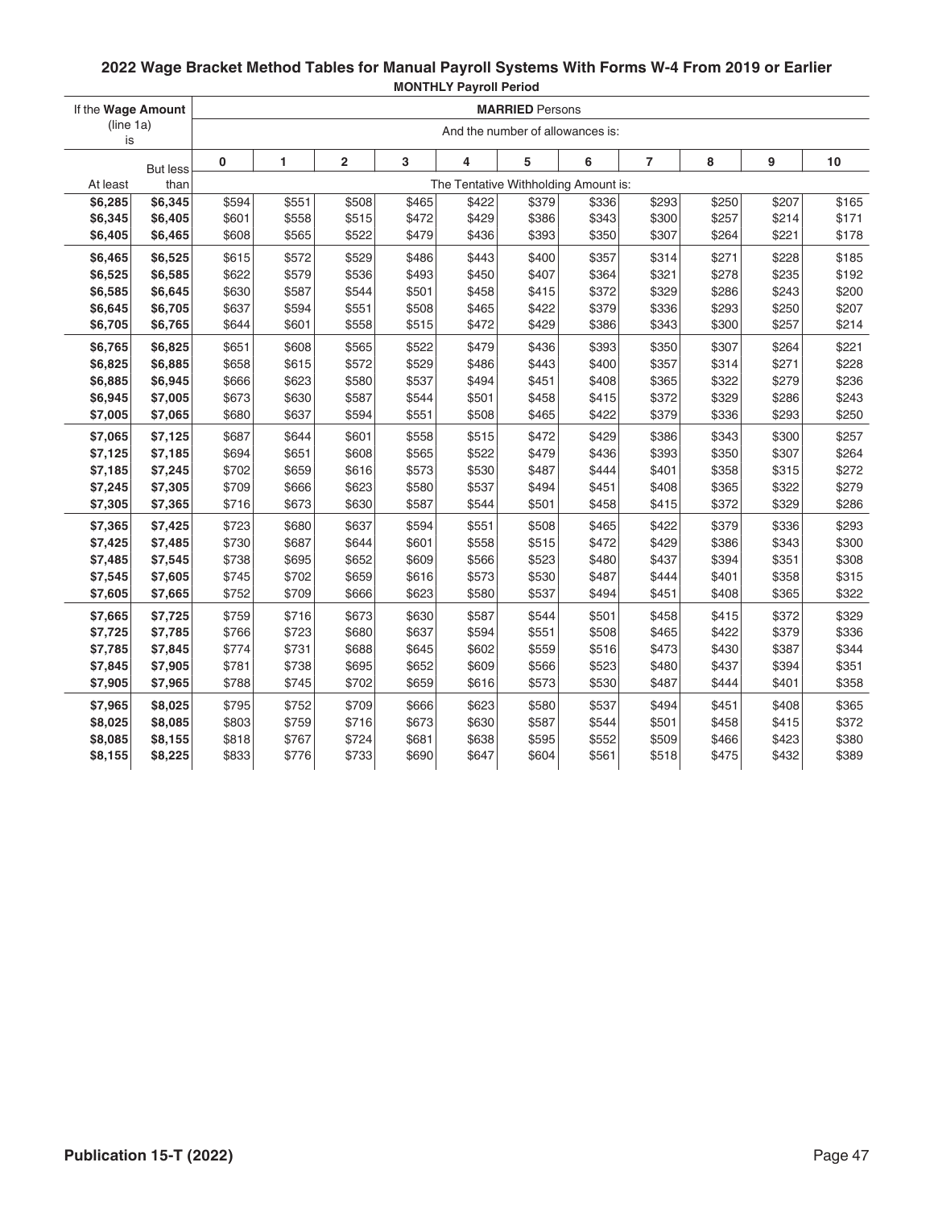## 2022 Wage Bracket Method Tables for Manual Payroll Systems With Forms W-4 From 2019 or Earlier

**MONTHLY Payroll Period**

| If the **Wage Amount** (line 1a) is | | **MARRIED** Persons | | | | | | | | | | |
|---|---|---|---|---|---|---|---|---|---|---|---|---|
| | | And the number of allowances is: | | | | | | | | | | |
| At least | But less than | 0 | 1 | 2 | 3 | 4 | 5 | 6 | 7 | 8 | 9 | 10 |
| | | The Tentative Withholding Amount is: | | | | | | | | | | |
| **$6,285** | **$6,345** | $594 | $551 | $508 | $465 | $422 | $379 | $336 | $293 | $250 | $207 | $165 |
| **$6,345** | **$6,405** | $601 | $558 | $515 | $472 | $429 | $386 | $343 | $300 | $257 | $214 | $171 |
| **$6,405** | **$6,465** | $608 | $565 | $522 | $479 | $436 | $393 | $350 | $307 | $264 | $221 | $178 |
| **$6,465** | **$6,525** | $615 | $572 | $529 | $486 | $443 | $400 | $357 | $314 | $271 | $228 | $185 |
| **$6,525** | **$6,585** | $622 | $579 | $536 | $493 | $450 | $407 | $364 | $321 | $278 | $235 | $192 |
| **$6,585** | **$6,645** | $630 | $587 | $544 | $501 | $458 | $415 | $372 | $329 | $286 | $243 | $200 |
| **$6,645** | **$6,705** | $637 | $594 | $551 | $508 | $465 | $422 | $379 | $336 | $293 | $250 | $207 |
| **$6,705** | **$6,765** | $644 | $601 | $558 | $515 | $472 | $429 | $386 | $343 | $300 | $257 | $214 |
| **$6,765** | **$6,825** | $651 | $608 | $565 | $522 | $479 | $436 | $393 | $350 | $307 | $264 | $221 |
| **$6,825** | **$6,885** | $658 | $615 | $572 | $529 | $486 | $443 | $400 | $357 | $314 | $271 | $228 |
| **$6,885** | **$6,945** | $666 | $623 | $580 | $537 | $494 | $451 | $408 | $365 | $322 | $279 | $236 |
| **$6,945** | **$7,005** | $673 | $630 | $587 | $544 | $501 | $458 | $415 | $372 | $329 | $286 | $243 |
| **$7,005** | **$7,065** | $680 | $637 | $594 | $551 | $508 | $465 | $422 | $379 | $336 | $293 | $250 |
| **$7,065** | **$7,125** | $687 | $644 | $601 | $558 | $515 | $472 | $429 | $386 | $343 | $300 | $257 |
| **$7,125** | **$7,185** | $694 | $651 | $608 | $565 | $522 | $479 | $436 | $393 | $350 | $307 | $264 |
| **$7,185** | **$7,245** | $702 | $659 | $616 | $573 | $530 | $487 | $444 | $401 | $358 | $315 | $272 |
| **$7,245** | **$7,305** | $709 | $666 | $623 | $580 | $537 | $494 | $451 | $408 | $365 | $322 | $279 |
| **$7,305** | **$7,365** | $716 | $673 | $630 | $587 | $544 | $501 | $458 | $415 | $372 | $329 | $286 |
| **$7,365** | **$7,425** | $723 | $680 | $637 | $594 | $551 | $508 | $465 | $422 | $379 | $336 | $293 |
| **$7,425** | **$7,485** | $730 | $687 | $644 | $601 | $558 | $515 | $472 | $429 | $386 | $343 | $300 |
| **$7,485** | **$7,545** | $738 | $695 | $652 | $609 | $566 | $523 | $480 | $437 | $394 | $351 | $308 |
| **$7,545** | **$7,605** | $745 | $702 | $659 | $616 | $573 | $530 | $487 | $444 | $401 | $358 | $315 |
| **$7,605** | **$7,665** | $752 | $709 | $666 | $623 | $580 | $537 | $494 | $451 | $408 | $365 | $322 |
| **$7,665** | **$7,725** | $759 | $716 | $673 | $630 | $587 | $544 | $501 | $458 | $415 | $372 | $329 |
| **$7,725** | **$7,785** | $766 | $723 | $680 | $637 | $594 | $551 | $508 | $465 | $422 | $379 | $336 |
| **$7,785** | **$7,845** | $774 | $731 | $688 | $645 | $602 | $559 | $516 | $473 | $430 | $387 | $344 |
| **$7,845** | **$7,905** | $781 | $738 | $695 | $652 | $609 | $566 | $523 | $480 | $437 | $394 | $351 |
| **$7,905** | **$7,965** | $788 | $745 | $702 | $659 | $616 | $573 | $530 | $487 | $444 | $401 | $358 |
| **$7,965** | **$8,025** | $795 | $752 | $709 | $666 | $623 | $580 | $537 | $494 | $451 | $408 | $365 |
| **$8,025** | **$8,085** | $803 | $759 | $716 | $673 | $630 | $587 | $544 | $501 | $458 | $415 | $372 |
| **$8,085** | **$8,155** | $818 | $767 | $724 | $681 | $638 | $595 | $552 | $509 | $466 | $423 | $380 |
| **$8,155** | **$8,225** | $833 | $776 | $733 | $690 | $647 | $604 | $561 | $518 | $475 | $432 | $389 |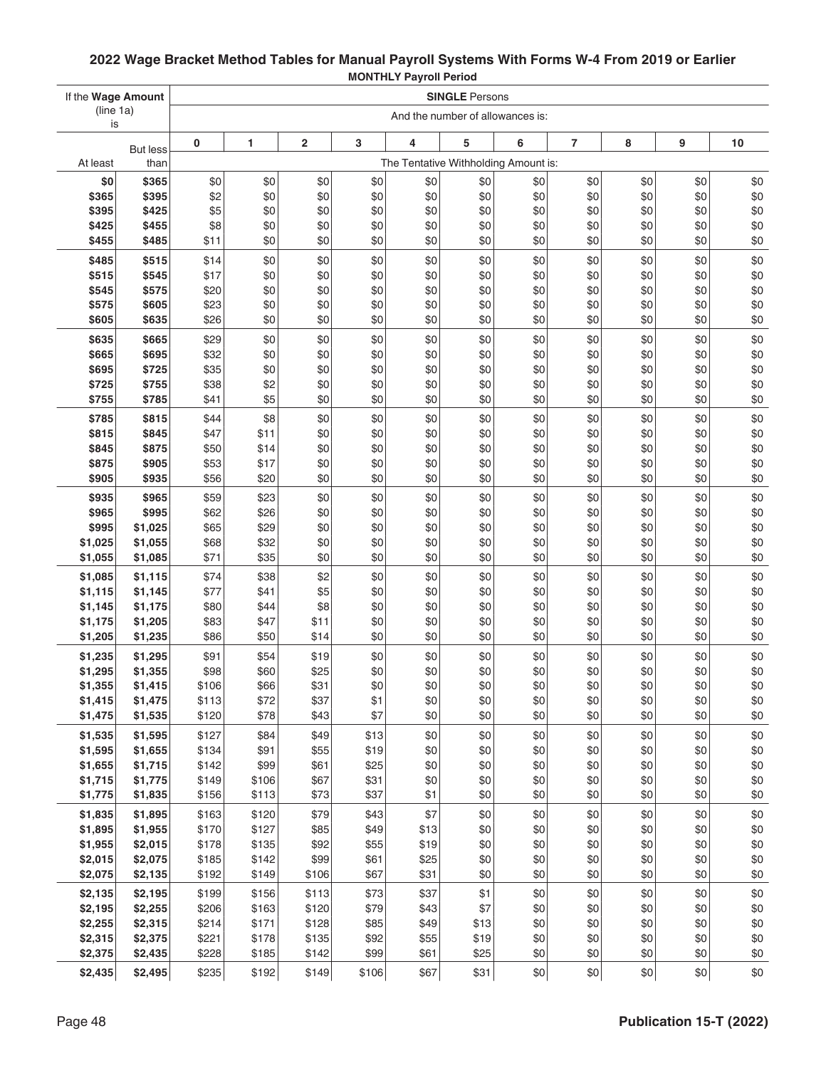## 2022 Wage Bracket Method Tables for Manual Payroll Systems With Forms W-4 From 2019 or Earlier

**MONTHLY Payroll Period**

| If the **Wage Amount** (line 1a) is | | **SINGLE** Persons | | | | | | | | | | |
|---|---|---|---|---|---|---|---|---|---|---|---|---|
| | | And the number of allowances is: | | | | | | | | | | |
| At least | But less than | 0 | 1 | 2 | 3 | 4 | 5 | 6 | 7 | 8 | 9 | 10 |
| | | The Tentative Withholding Amount is: | | | | | | | | | | |
| $0 | $365 | $0 | $0 | $0 | $0 | $0 | $0 | $0 | $0 | $0 | $0 | $0 |
| $365 | $395 | $2 | $0 | $0 | $0 | $0 | $0 | $0 | $0 | $0 | $0 | $0 |
| $395 | $425 | $5 | $0 | $0 | $0 | $0 | $0 | $0 | $0 | $0 | $0 | $0 |
| $425 | $455 | $8 | $0 | $0 | $0 | $0 | $0 | $0 | $0 | $0 | $0 | $0 |
| $455 | $485 | $11 | $0 | $0 | $0 | $0 | $0 | $0 | $0 | $0 | $0 | $0 |
| $485 | $515 | $14 | $0 | $0 | $0 | $0 | $0 | $0 | $0 | $0 | $0 | $0 |
| $515 | $545 | $17 | $0 | $0 | $0 | $0 | $0 | $0 | $0 | $0 | $0 | $0 |
| $545 | $575 | $20 | $0 | $0 | $0 | $0 | $0 | $0 | $0 | $0 | $0 | $0 |
| $575 | $605 | $23 | $0 | $0 | $0 | $0 | $0 | $0 | $0 | $0 | $0 | $0 |
| $605 | $635 | $26 | $0 | $0 | $0 | $0 | $0 | $0 | $0 | $0 | $0 | $0 |
| $635 | $665 | $29 | $0 | $0 | $0 | $0 | $0 | $0 | $0 | $0 | $0 | $0 |
| $665 | $695 | $32 | $0 | $0 | $0 | $0 | $0 | $0 | $0 | $0 | $0 | $0 |
| $695 | $725 | $35 | $0 | $0 | $0 | $0 | $0 | $0 | $0 | $0 | $0 | $0 |
| $725 | $755 | $38 | $2 | $0 | $0 | $0 | $0 | $0 | $0 | $0 | $0 | $0 |
| $755 | $785 | $41 | $5 | $0 | $0 | $0 | $0 | $0 | $0 | $0 | $0 | $0 |
| $785 | $815 | $44 | $8 | $0 | $0 | $0 | $0 | $0 | $0 | $0 | $0 | $0 |
| $815 | $845 | $47 | $11 | $0 | $0 | $0 | $0 | $0 | $0 | $0 | $0 | $0 |
| $845 | $875 | $50 | $14 | $0 | $0 | $0 | $0 | $0 | $0 | $0 | $0 | $0 |
| $875 | $905 | $53 | $17 | $0 | $0 | $0 | $0 | $0 | $0 | $0 | $0 | $0 |
| $905 | $935 | $56 | $20 | $0 | $0 | $0 | $0 | $0 | $0 | $0 | $0 | $0 |
| $935 | $965 | $59 | $23 | $0 | $0 | $0 | $0 | $0 | $0 | $0 | $0 | $0 |
| $965 | $995 | $62 | $26 | $0 | $0 | $0 | $0 | $0 | $0 | $0 | $0 | $0 |
| $995 | $1,025 | $65 | $29 | $0 | $0 | $0 | $0 | $0 | $0 | $0 | $0 | $0 |
| $1,025 | $1,055 | $68 | $32 | $0 | $0 | $0 | $0 | $0 | $0 | $0 | $0 | $0 |
| $1,055 | $1,085 | $71 | $35 | $0 | $0 | $0 | $0 | $0 | $0 | $0 | $0 | $0 |
| $1,085 | $1,115 | $74 | $38 | $2 | $0 | $0 | $0 | $0 | $0 | $0 | $0 | $0 |
| $1,115 | $1,145 | $77 | $41 | $5 | $0 | $0 | $0 | $0 | $0 | $0 | $0 | $0 |
| $1,145 | $1,175 | $80 | $44 | $8 | $0 | $0 | $0 | $0 | $0 | $0 | $0 | $0 |
| $1,175 | $1,205 | $83 | $47 | $11 | $0 | $0 | $0 | $0 | $0 | $0 | $0 | $0 |
| $1,205 | $1,235 | $86 | $50 | $14 | $0 | $0 | $0 | $0 | $0 | $0 | $0 | $0 |
| $1,235 | $1,295 | $91 | $54 | $19 | $0 | $0 | $0 | $0 | $0 | $0 | $0 | $0 |
| $1,295 | $1,355 | $98 | $60 | $25 | $0 | $0 | $0 | $0 | $0 | $0 | $0 | $0 |
| $1,355 | $1,415 | $106 | $66 | $31 | $0 | $0 | $0 | $0 | $0 | $0 | $0 | $0 |
| $1,415 | $1,475 | $113 | $72 | $37 | $1 | $0 | $0 | $0 | $0 | $0 | $0 | $0 |
| $1,475 | $1,535 | $120 | $78 | $43 | $7 | $0 | $0 | $0 | $0 | $0 | $0 | $0 |
| $1,535 | $1,595 | $127 | $84 | $49 | $13 | $0 | $0 | $0 | $0 | $0 | $0 | $0 |
| $1,595 | $1,655 | $134 | $91 | $55 | $19 | $0 | $0 | $0 | $0 | $0 | $0 | $0 |
| $1,655 | $1,715 | $142 | $99 | $61 | $25 | $0 | $0 | $0 | $0 | $0 | $0 | $0 |
| $1,715 | $1,775 | $149 | $106 | $67 | $31 | $0 | $0 | $0 | $0 | $0 | $0 | $0 |
| $1,775 | $1,835 | $156 | $113 | $73 | $37 | $1 | $0 | $0 | $0 | $0 | $0 | $0 |
| $1,835 | $1,895 | $163 | $120 | $79 | $43 | $7 | $0 | $0 | $0 | $0 | $0 | $0 |
| $1,895 | $1,955 | $170 | $127 | $85 | $49 | $13 | $0 | $0 | $0 | $0 | $0 | $0 |
| $1,955 | $2,015 | $178 | $135 | $92 | $55 | $19 | $0 | $0 | $0 | $0 | $0 | $0 |
| $2,015 | $2,075 | $185 | $142 | $99 | $61 | $25 | $0 | $0 | $0 | $0 | $0 | $0 |
| $2,075 | $2,135 | $192 | $149 | $106 | $67 | $31 | $0 | $0 | $0 | $0 | $0 | $0 |
| $2,135 | $2,195 | $199 | $156 | $113 | $73 | $37 | $1 | $0 | $0 | $0 | $0 | $0 |
| $2,195 | $2,255 | $206 | $163 | $120 | $79 | $43 | $7 | $0 | $0 | $0 | $0 | $0 |
| $2,255 | $2,315 | $214 | $171 | $128 | $85 | $49 | $13 | $0 | $0 | $0 | $0 | $0 |
| $2,315 | $2,375 | $221 | $178 | $135 | $92 | $55 | $19 | $0 | $0 | $0 | $0 | $0 |
| $2,375 | $2,435 | $228 | $185 | $142 | $99 | $61 | $25 | $0 | $0 | $0 | $0 | $0 |
| $2,435 | $2,495 | $235 | $192 | $149 | $106 | $67 | $31 | $0 | $0 | $0 | $0 | $0 |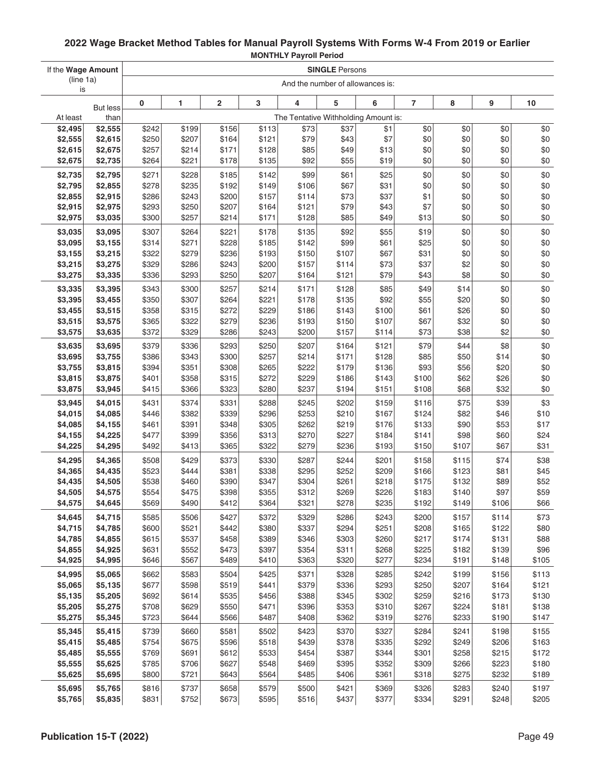## 2022 Wage Bracket Method Tables for Manual Payroll Systems With Forms W-4 From 2019 or Earlier

**MONTHLY Payroll Period**

| If the Wage Amount (line 1a) is | | SINGLE Persons | | | | | | | | | | |
|---|---|---|---|---|---|---|---|---|---|---|---|---|
| | | And the number of allowances is: | | | | | | | | | | |
| At least | But less than | 0 | 1 | 2 | 3 | 4 | 5 | 6 | 7 | 8 | 9 | 10 |
| | | The Tentative Withholding Amount is: | | | | | | | | | | |
| $2,495 | $2,555 | $242 | $199 | $156 | $113 | $73 | $37 | $1 | $0 | $0 | $0 | $0 |
| $2,555 | $2,615 | $250 | $207 | $164 | $121 | $79 | $43 | $7 | $0 | $0 | $0 | $0 |
| $2,615 | $2,675 | $257 | $214 | $171 | $128 | $85 | $49 | $13 | $0 | $0 | $0 | $0 |
| $2,675 | $2,735 | $264 | $221 | $178 | $135 | $92 | $55 | $19 | $0 | $0 | $0 | $0 |
| $2,735 | $2,795 | $271 | $228 | $185 | $142 | $99 | $61 | $25 | $0 | $0 | $0 | $0 |
| $2,795 | $2,855 | $278 | $235 | $192 | $149 | $106 | $67 | $31 | $0 | $0 | $0 | $0 |
| $2,855 | $2,915 | $286 | $243 | $200 | $157 | $114 | $73 | $37 | $1 | $0 | $0 | $0 |
| $2,915 | $2,975 | $293 | $250 | $207 | $164 | $121 | $79 | $43 | $7 | $0 | $0 | $0 |
| $2,975 | $3,035 | $300 | $257 | $214 | $171 | $128 | $85 | $49 | $13 | $0 | $0 | $0 |
| $3,035 | $3,095 | $307 | $264 | $221 | $178 | $135 | $92 | $55 | $19 | $0 | $0 | $0 |
| $3,095 | $3,155 | $314 | $271 | $228 | $185 | $142 | $99 | $61 | $25 | $0 | $0 | $0 |
| $3,155 | $3,215 | $322 | $279 | $236 | $193 | $150 | $107 | $67 | $31 | $0 | $0 | $0 |
| $3,215 | $3,275 | $329 | $286 | $243 | $200 | $157 | $114 | $73 | $37 | $2 | $0 | $0 |
| $3,275 | $3,335 | $336 | $293 | $250 | $207 | $164 | $121 | $79 | $43 | $8 | $0 | $0 |
| $3,335 | $3,395 | $343 | $300 | $257 | $214 | $171 | $128 | $85 | $49 | $14 | $0 | $0 |
| $3,395 | $3,455 | $350 | $307 | $264 | $221 | $178 | $135 | $92 | $55 | $20 | $0 | $0 |
| $3,455 | $3,515 | $358 | $315 | $272 | $229 | $186 | $143 | $100 | $61 | $26 | $0 | $0 |
| $3,515 | $3,575 | $365 | $322 | $279 | $236 | $193 | $150 | $107 | $67 | $32 | $0 | $0 |
| $3,575 | $3,635 | $372 | $329 | $286 | $243 | $200 | $157 | $114 | $73 | $38 | $2 | $0 |
| $3,635 | $3,695 | $379 | $336 | $293 | $250 | $207 | $164 | $121 | $79 | $44 | $8 | $0 |
| $3,695 | $3,755 | $386 | $343 | $300 | $257 | $214 | $171 | $128 | $85 | $50 | $14 | $0 |
| $3,755 | $3,815 | $394 | $351 | $308 | $265 | $222 | $179 | $136 | $93 | $56 | $20 | $0 |
| $3,815 | $3,875 | $401 | $358 | $315 | $272 | $229 | $186 | $143 | $100 | $62 | $26 | $0 |
| $3,875 | $3,945 | $415 | $366 | $323 | $280 | $237 | $194 | $151 | $108 | $68 | $32 | $0 |
| $3,945 | $4,015 | $431 | $374 | $331 | $288 | $245 | $202 | $159 | $116 | $75 | $39 | $3 |
| $4,015 | $4,085 | $446 | $382 | $339 | $296 | $253 | $210 | $167 | $124 | $82 | $46 | $10 |
| $4,085 | $4,155 | $461 | $391 | $348 | $305 | $262 | $219 | $176 | $133 | $90 | $53 | $17 |
| $4,155 | $4,225 | $477 | $399 | $356 | $313 | $270 | $227 | $184 | $141 | $98 | $60 | $24 |
| $4,225 | $4,295 | $492 | $413 | $365 | $322 | $279 | $236 | $193 | $150 | $107 | $67 | $31 |
| $4,295 | $4,365 | $508 | $429 | $373 | $330 | $287 | $244 | $201 | $158 | $115 | $74 | $38 |
| $4,365 | $4,435 | $523 | $444 | $381 | $338 | $295 | $252 | $209 | $166 | $123 | $81 | $45 |
| $4,435 | $4,505 | $538 | $460 | $390 | $347 | $304 | $261 | $218 | $175 | $132 | $89 | $52 |
| $4,505 | $4,575 | $554 | $475 | $398 | $355 | $312 | $269 | $226 | $183 | $140 | $97 | $59 |
| $4,575 | $4,645 | $569 | $490 | $412 | $364 | $321 | $278 | $235 | $192 | $149 | $106 | $66 |
| $4,645 | $4,715 | $585 | $506 | $427 | $372 | $329 | $286 | $243 | $200 | $157 | $114 | $73 |
| $4,715 | $4,785 | $600 | $521 | $442 | $380 | $337 | $294 | $251 | $208 | $165 | $122 | $80 |
| $4,785 | $4,855 | $615 | $537 | $458 | $389 | $346 | $303 | $260 | $217 | $174 | $131 | $88 |
| $4,855 | $4,925 | $631 | $552 | $473 | $397 | $354 | $311 | $268 | $225 | $182 | $139 | $96 |
| $4,925 | $4,995 | $646 | $567 | $489 | $410 | $363 | $320 | $277 | $234 | $191 | $148 | $105 |
| $4,995 | $5,065 | $662 | $583 | $504 | $425 | $371 | $328 | $285 | $242 | $199 | $156 | $113 |
| $5,065 | $5,135 | $677 | $598 | $519 | $441 | $379 | $336 | $293 | $250 | $207 | $164 | $121 |
| $5,135 | $5,205 | $692 | $614 | $535 | $456 | $388 | $345 | $302 | $259 | $216 | $173 | $130 |
| $5,205 | $5,275 | $708 | $629 | $550 | $471 | $396 | $353 | $310 | $267 | $224 | $181 | $138 |
| $5,275 | $5,345 | $723 | $644 | $566 | $487 | $408 | $362 | $319 | $276 | $233 | $190 | $147 |
| $5,345 | $5,415 | $739 | $660 | $581 | $502 | $423 | $370 | $327 | $284 | $241 | $198 | $155 |
| $5,415 | $5,485 | $754 | $675 | $596 | $518 | $439 | $378 | $335 | $292 | $249 | $206 | $163 |
| $5,485 | $5,555 | $769 | $691 | $612 | $533 | $454 | $387 | $344 | $301 | $258 | $215 | $172 |
| $5,555 | $5,625 | $785 | $706 | $627 | $548 | $469 | $395 | $352 | $309 | $266 | $223 | $180 |
| $5,625 | $5,695 | $800 | $721 | $643 | $564 | $485 | $406 | $361 | $318 | $275 | $232 | $189 |
| $5,695 | $5,765 | $816 | $737 | $658 | $579 | $500 | $421 | $369 | $326 | $283 | $240 | $197 |
| $5,765 | $5,835 | $831 | $752 | $673 | $595 | $516 | $437 | $377 | $334 | $291 | $248 | $205 |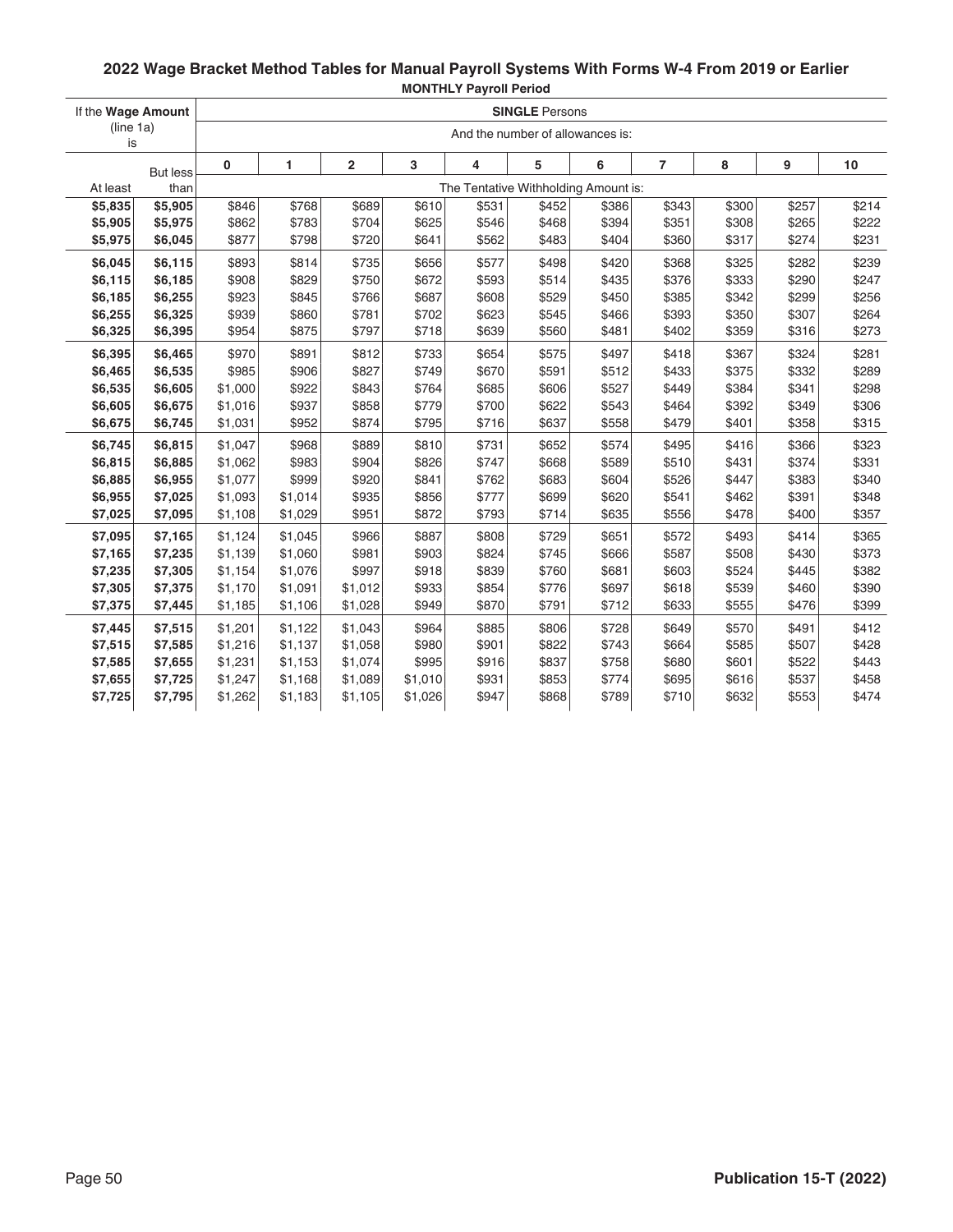## 2022 Wage Bracket Method Tables for Manual Payroll Systems With Forms W-4 From 2019 or Earlier

**MONTHLY Payroll Period**

| If the **Wage Amount** (line 1a) is | | **SINGLE** Persons | | | | | | | | | | |
|---|---|---|---|---|---|---|---|---|---|---|---|---|
| | | And the number of allowances is: | | | | | | | | | | |
| At least | But less than | 0 | 1 | 2 | 3 | 4 | 5 | 6 | 7 | 8 | 9 | 10 |
| | | The Tentative Withholding Amount is: | | | | | | | | | | |
| **$5,835** | **$5,905** | $846 | $768 | $689 | $610 | $531 | $452 | $386 | $343 | $300 | $257 | $214 |
| **$5,905** | **$5,975** | $862 | $783 | $704 | $625 | $546 | $468 | $394 | $351 | $308 | $265 | $222 |
| **$5,975** | **$6,045** | $877 | $798 | $720 | $641 | $562 | $483 | $404 | $360 | $317 | $274 | $231 |
| **$6,045** | **$6,115** | $893 | $814 | $735 | $656 | $577 | $498 | $420 | $368 | $325 | $282 | $239 |
| **$6,115** | **$6,185** | $908 | $829 | $750 | $672 | $593 | $514 | $435 | $376 | $333 | $290 | $247 |
| **$6,185** | **$6,255** | $923 | $845 | $766 | $687 | $608 | $529 | $450 | $385 | $342 | $299 | $256 |
| **$6,255** | **$6,325** | $939 | $860 | $781 | $702 | $623 | $545 | $466 | $393 | $350 | $307 | $264 |
| **$6,325** | **$6,395** | $954 | $875 | $797 | $718 | $639 | $560 | $481 | $402 | $359 | $316 | $273 |
| **$6,395** | **$6,465** | $970 | $891 | $812 | $733 | $654 | $575 | $497 | $418 | $367 | $324 | $281 |
| **$6,465** | **$6,535** | $985 | $906 | $827 | $749 | $670 | $591 | $512 | $433 | $375 | $332 | $289 |
| **$6,535** | **$6,605** | $1,000 | $922 | $843 | $764 | $685 | $606 | $527 | $449 | $384 | $341 | $298 |
| **$6,605** | **$6,675** | $1,016 | $937 | $858 | $779 | $700 | $622 | $543 | $464 | $392 | $349 | $306 |
| **$6,675** | **$6,745** | $1,031 | $952 | $874 | $795 | $716 | $637 | $558 | $479 | $401 | $358 | $315 |
| **$6,745** | **$6,815** | $1,047 | $968 | $889 | $810 | $731 | $652 | $574 | $495 | $416 | $366 | $323 |
| **$6,815** | **$6,885** | $1,062 | $983 | $904 | $826 | $747 | $668 | $589 | $510 | $431 | $374 | $331 |
| **$6,885** | **$6,955** | $1,077 | $999 | $920 | $841 | $762 | $683 | $604 | $526 | $447 | $383 | $340 |
| **$6,955** | **$7,025** | $1,093 | $1,014 | $935 | $856 | $777 | $699 | $620 | $541 | $462 | $391 | $348 |
| **$7,025** | **$7,095** | $1,108 | $1,029 | $951 | $872 | $793 | $714 | $635 | $556 | $478 | $400 | $357 |
| **$7,095** | **$7,165** | $1,124 | $1,045 | $966 | $887 | $808 | $729 | $651 | $572 | $493 | $414 | $365 |
| **$7,165** | **$7,235** | $1,139 | $1,060 | $981 | $903 | $824 | $745 | $666 | $587 | $508 | $430 | $373 |
| **$7,235** | **$7,305** | $1,154 | $1,076 | $997 | $918 | $839 | $760 | $681 | $603 | $524 | $445 | $382 |
| **$7,305** | **$7,375** | $1,170 | $1,091 | $1,012 | $933 | $854 | $776 | $697 | $618 | $539 | $460 | $390 |
| **$7,375** | **$7,445** | $1,185 | $1,106 | $1,028 | $949 | $870 | $791 | $712 | $633 | $555 | $476 | $399 |
| **$7,445** | **$7,515** | $1,201 | $1,122 | $1,043 | $964 | $885 | $806 | $728 | $649 | $570 | $491 | $412 |
| **$7,515** | **$7,585** | $1,216 | $1,137 | $1,058 | $980 | $901 | $822 | $743 | $664 | $585 | $507 | $428 |
| **$7,585** | **$7,655** | $1,231 | $1,153 | $1,074 | $995 | $916 | $837 | $758 | $680 | $601 | $522 | $443 |
| **$7,655** | **$7,725** | $1,247 | $1,168 | $1,089 | $1,010 | $931 | $853 | $774 | $695 | $616 | $537 | $458 |
| **$7,725** | **$7,795** | $1,262 | $1,183 | $1,105 | $1,026 | $947 | $868 | $789 | $710 | $632 | $553 | $474 |